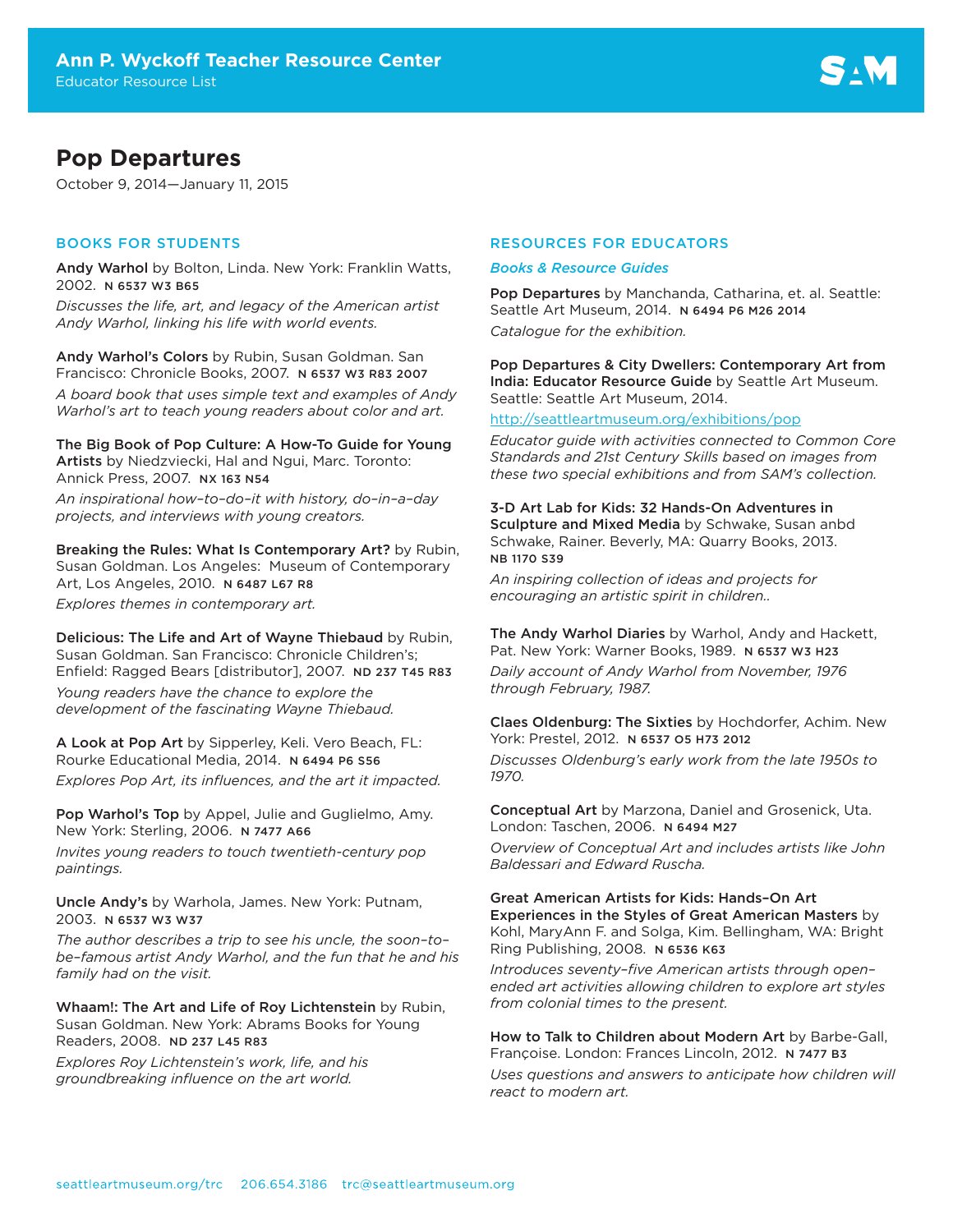# Ann P. Wyckoff Teacher Resource Center

Educator Resource List

## Pop Departures

October 9, 2014—January 11, 2015

### BOOKS FOR STUDENTS

**Andy Warhol** by Bolton, Linda. New York: Franklin Watts, 2002. N 6537 W3 B65

*Discusses the life, art, and legacy of the American artist Andy Warhol, linking his life with world events.*

**Andy Warhol's Colors** by Rubin, Susan Goldman. San Francisco: Chronicle Books, 2007. N 6537 W3 R83 2007

*A board book that uses simple text and examples of Andy Warhol's art to teach young readers about color and art.*

**The Big Book of Pop Culture: A How-To Guide for Young Artists** by Niedzviecki, Hal and Ngui, Marc. Toronto: Annick Press, 2007. NX 163 N54

*An inspirational how–to–do–it with history, do–in–a–day projects, and interviews with young creators.*

**Breaking the Rules: What Is Contemporary Art?** by Rubin, Susan Goldman. Los Angeles: Museum of Contemporary Art, Los Angeles, 2010. N 6487 L67 R8

*Explores themes in contemporary art.*

**Delicious: The Life and Art of Wayne Thiebaud** by Rubin, Susan Goldman. San Francisco: Chronicle Children's; Enfield: Ragged Bears [distributor], 2007. ND 237 T45 R83

*Young readers have the chance to explore the development of the fascinating Wayne Thiebaud.*

**A Look at Pop Art** by Sipperley, Keli. Vero Beach, FL: Rourke Educational Media, 2014. N 6494 P6 S56

*Explores Pop Art, its influences, and the art it impacted.*

**Pop Warhol's Top** by Appel, Julie and Guglielmo, Amy. New York: Sterling, 2006. N 7477 A66

*Invites young readers to touch twentieth-century pop paintings.*

**Uncle Andy's** by Warhola, James. New York: Putnam, 2003. N 6537 W3 W37

*The author describes a trip to see his uncle, the soon–to–be–famous artist Andy Warhol, and the fun that he and his family had on the visit.*

**Whaam!: The Art and Life of Roy Lichtenstein** by Rubin, Susan Goldman. New York: Abrams Books for Young Readers, 2008. ND 237 L45 R83

*Explores Roy Lichtenstein's work, life, and his groundbreaking influence on the art world.*

### RESOURCES FOR EDUCATORS

#### *Books & Resource Guides*

**Pop Departures** by Manchanda, Catharina, et. al. Seattle: Seattle Art Museum, 2014. N 6494 P6 M26 2014

*Catalogue for the exhibition.*

**Pop Departures & City Dwellers: Contemporary Art from India: Educator Resource Guide** by Seattle Art Museum. Seattle: Seattle Art Museum, 2014.

http://seattleartmuseum.org/exhibitions/pop

*Educator guide with activities connected to Common Core Standards and 21st Century Skills based on images from these two special exhibitions and from SAM's collection.*

**3-D Art Lab for Kids: 32 Hands-On Adventures in Sculpture and Mixed Media** by Schwake, Susan anbd Schwake, Rainer. Beverly, MA: Quarry Books, 2013. NB 1170 S39

*An inspiring collection of ideas and projects for encouraging an artistic spirit in children..*

**The Andy Warhol Diaries** by Warhol, Andy and Hackett, Pat. New York: Warner Books, 1989. N 6537 W3 H23

*Daily account of Andy Warhol from November, 1976 through February, 1987.*

**Claes Oldenburg: The Sixties** by Hochdorfer, Achim. New York: Prestel, 2012. N 6537 O5 H73 2012

*Discusses Oldenburg's early work from the late 1950s to 1970.*

**Conceptual Art** by Marzona, Daniel and Grosenick, Uta. London: Taschen, 2006. N 6494 M27

*Overview of Conceptual Art and includes artists like John Baldessari and Edward Ruscha.*

**Great American Artists for Kids: Hands–On Art Experiences in the Styles of Great American Masters** by Kohl, MaryAnn F. and Solga, Kim. Bellingham, WA: Bright Ring Publishing, 2008. N 6536 K63

*Introduces seventy–five American artists through open–ended art activities allowing children to explore art styles from colonial times to the present.*

**How to Talk to Children about Modern Art** by Barbe-Gall, Françoise. London: Frances Lincoln, 2012. N 7477 B3

*Uses questions and answers to anticipate how children will react to modern art.*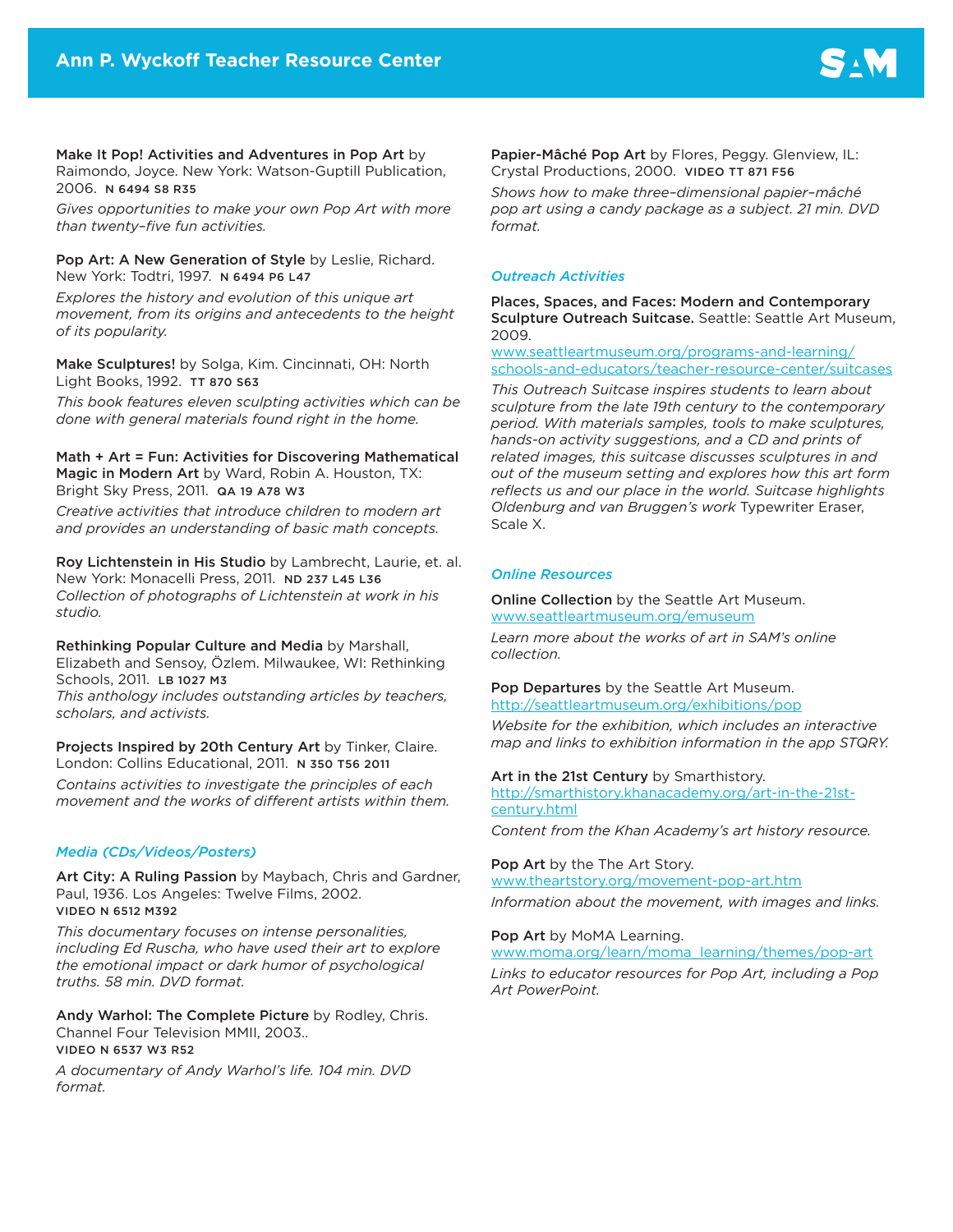**Make It Pop! Activities and Adventures in Pop Art** by Raimondo, Joyce. New York: Watson-Guptill Publication, 2006. **N 6494 S8 R35**

*Gives opportunities to make your own Pop Art with more than twenty–five fun activities.*

**Pop Art: A New Generation of Style** by Leslie, Richard. New York: Todtri, 1997. **N 6494 P6 L47**

*Explores the history and evolution of this unique art movement, from its origins and antecedents to the height of its popularity.*

**Make Sculptures!** by Solga, Kim. Cincinnati, OH: North Light Books, 1992. **TT 870 S63**

*This book features eleven sculpting activities which can be done with general materials found right in the home.*

**Math + Art = Fun: Activities for Discovering Mathematical Magic in Modern Art** by Ward, Robin A. Houston, TX: Bright Sky Press, 2011. **QA 19 A78 W3**

*Creative activities that introduce children to modern art and provides an understanding of basic math concepts.*

**Roy Lichtenstein in His Studio** by Lambrecht, Laurie, et. al. New York: Monacelli Press, 2011. **ND 237 L45 L36**
*Collection of photographs of Lichtenstein at work in his studio.*

**Rethinking Popular Culture and Media** by Marshall, Elizabeth and Sensoy, Özlem. Milwaukee, WI: Rethinking Schools, 2011. **LB 1027 M3**
*This anthology includes outstanding articles by teachers, scholars, and activists.*

**Projects Inspired by 20th Century Art** by Tinker, Claire. London: Collins Educational, 2011. **N 350 T56 2011**

*Contains activities to investigate the principles of each movement and the works of different artists within them.*

## *Media (CDs/Videos/Posters)*

**Art City: A Ruling Passion** by Maybach, Chris and Gardner, Paul, 1936. Los Angeles: Twelve Films, 2002.
**VIDEO N 6512 M392**

*This documentary focuses on intense personalities, including Ed Ruscha, who have used their art to explore the emotional impact or dark humor of psychological truths. 58 min. DVD format.*

**Andy Warhol: The Complete Picture** by Rodley, Chris. Channel Four Television MMII, 2003..
**VIDEO N 6537 W3 R52**

*A documentary of Andy Warhol's life. 104 min. DVD format.*

**Papier-Mâché Pop Art** by Flores, Peggy. Glenview, IL: Crystal Productions, 2000. **VIDEO TT 871 F56**

*Shows how to make three–dimensional papier–mâché pop art using a candy package as a subject. 21 min. DVD format.*

## *Outreach Activities*

**Places, Spaces, and Faces: Modern and Contemporary Sculpture Outreach Suitcase.** Seattle: Seattle Art Museum, 2009.
www.seattleartmuseum.org/programs-and-learning/schools-and-educators/teacher-resource-center/suitcases

*This Outreach Suitcase inspires students to learn about sculpture from the late 19th century to the contemporary period. With materials samples, tools to make sculptures, hands-on activity suggestions, and a CD and prints of related images, this suitcase discusses sculptures in and out of the museum setting and explores how this art form reflects us and our place in the world. Suitcase highlights Oldenburg and van Bruggen's work* Typewriter Eraser, Scale X.

## *Online Resources*

**Online Collection** by the Seattle Art Museum.
www.seattleartmuseum.org/emuseum

*Learn more about the works of art in SAM's online collection.*

**Pop Departures** by the Seattle Art Museum.
http://seattleartmuseum.org/exhibitions/pop

*Website for the exhibition, which includes an interactive map and links to exhibition information in the app STQRY.*

**Art in the 21st Century** by Smarthistory.
http://smarthistory.khanacademy.org/art-in-the-21st-century.html

*Content from the Khan Academy's art history resource.*

**Pop Art** by the The Art Story.
www.theartstory.org/movement-pop-art.htm

*Information about the movement, with images and links.*

**Pop Art** by MoMA Learning.
www.moma.org/learn/moma_learning/themes/pop-art

*Links to educator resources for Pop Art, including a Pop Art PowerPoint.*